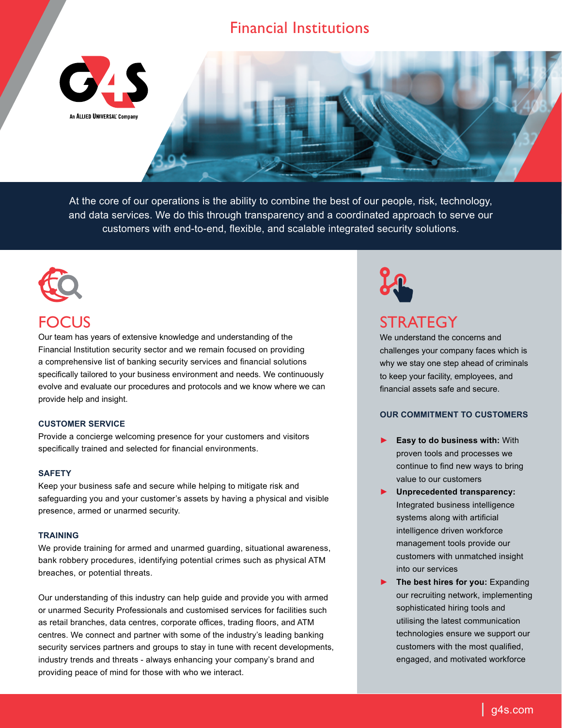# Financial Institutions

G4S — An ALLIED UNIVERSAL Company

At the core of our operations is the ability to combine the best of our people, risk, technology, and data services. We do this through transparency and a coordinated approach to serve our customers with end-to-end, flexible, and scalable integrated security solutions.

## FOCUS

Our team has years of extensive knowledge and understanding of the Financial Institution security sector and we remain focused on providing a comprehensive list of banking security services and financial solutions specifically tailored to your business environment and needs. We continuously evolve and evaluate our procedures and protocols and we know where we can provide help and insight.

### CUSTOMER SERVICE

Provide a concierge welcoming presence for your customers and visitors specifically trained and selected for financial environments.

### SAFETY

Keep your business safe and secure while helping to mitigate risk and safeguarding you and your customer's assets by having a physical and visible presence, armed or unarmed security.

### TRAINING

We provide training for armed and unarmed guarding, situational awareness, bank robbery procedures, identifying potential crimes such as physical ATM breaches, or potential threats.

Our understanding of this industry can help guide and provide you with armed or unarmed Security Professionals and customised services for facilities such as retail branches, data centres, corporate offices, trading floors, and ATM centres. We connect and partner with some of the industry's leading banking security services partners and groups to stay in tune with recent developments, industry trends and threats - always enhancing your company's brand and providing peace of mind for those with who we interact.

## STRATEGY

We understand the concerns and challenges your company faces which is why we stay one step ahead of criminals to keep your facility, employees, and financial assets safe and secure.

### OUR COMMITMENT TO CUSTOMERS

- **Easy to do business with:** With proven tools and processes we continue to find new ways to bring value to our customers
- **Unprecedented transparency:** Integrated business intelligence systems along with artificial intelligence driven workforce management tools provide our customers with unmatched insight into our services
- **The best hires for you:** Expanding our recruiting network, implementing sophisticated hiring tools and utilising the latest communication technologies ensure we support our customers with the most qualified, engaged, and motivated workforce

g4s.com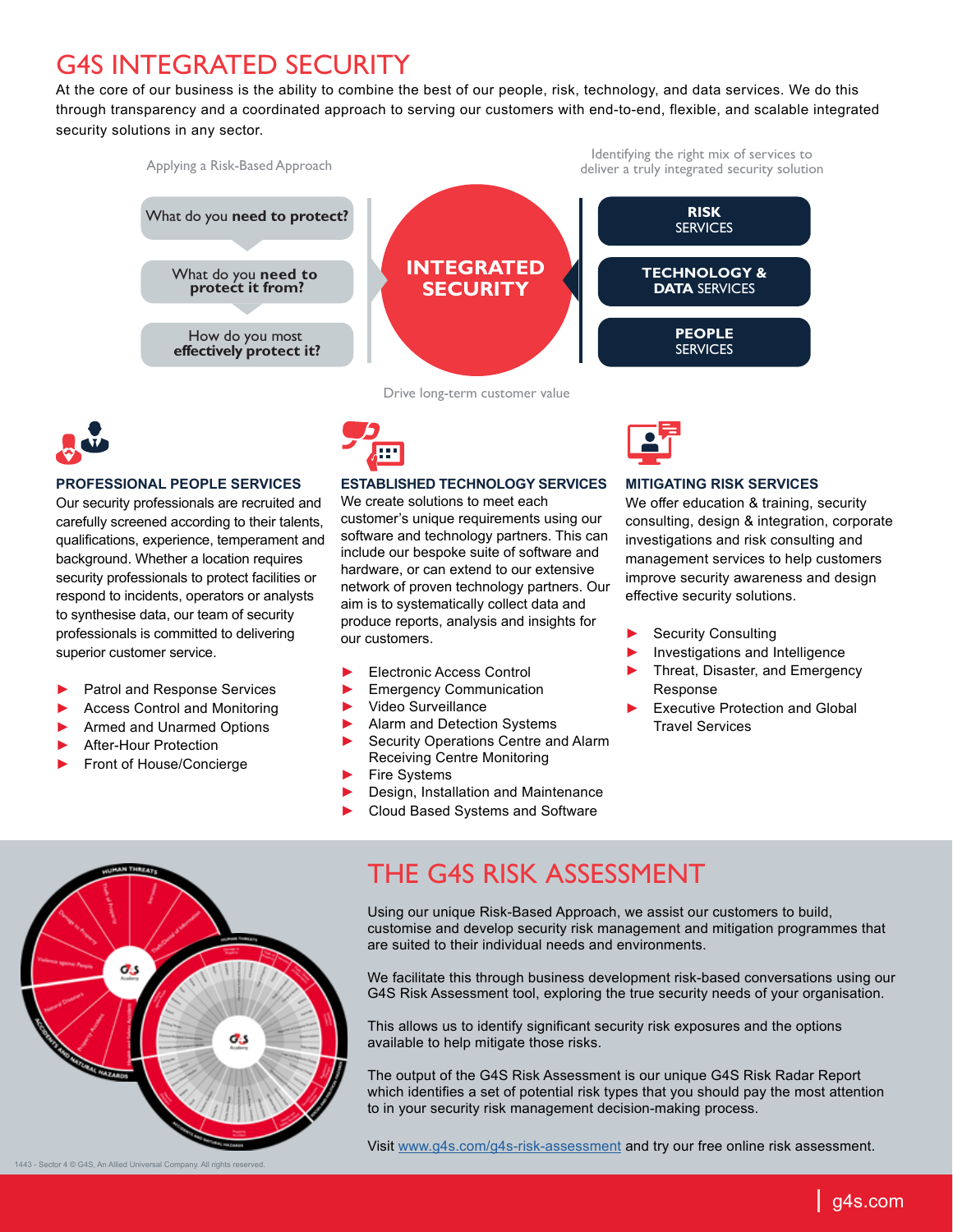# G4S INTEGRATED SECURITY

At the core of our business is the ability to combine the best of our people, risk, technology, and data services. We do this through transparency and a coordinated approach to serving our customers with end-to-end, flexible, and scalable integrated security solutions in any sector.

Applying a Risk-Based Approach

What do you **need to protect?**

What do you **need to protect it from?**

How do you most **effectively protect it?**

**INTEGRATED SECURITY**

Identifying the right mix of services to deliver a truly integrated security solution

**RISK** SERVICES

**TECHNOLOGY & DATA** SERVICES

**PEOPLE** SERVICES

Drive long-term customer value

### PROFESSIONAL PEOPLE SERVICES

Our security professionals are recruited and carefully screened according to their talents, qualifications, experience, temperament and background. Whether a location requires security professionals to protect facilities or respond to incidents, operators or analysts to synthesise data, our team of security professionals is committed to delivering superior customer service.

- Patrol and Response Services
- Access Control and Monitoring
- Armed and Unarmed Options
- After-Hour Protection
- Front of House/Concierge

### ESTABLISHED TECHNOLOGY SERVICES

We create solutions to meet each customer's unique requirements using our software and technology partners. This can include our bespoke suite of software and hardware, or can extend to our extensive network of proven technology partners. Our aim is to systematically collect data and produce reports, analysis and insights for our customers.

- Electronic Access Control
- Emergency Communication
- Video Surveillance
- Alarm and Detection Systems
- Security Operations Centre and Alarm Receiving Centre Monitoring
- Fire Systems
- Design, Installation and Maintenance
- Cloud Based Systems and Software

### MITIGATING RISK SERVICES

We offer education & training, security consulting, design & integration, corporate investigations and risk consulting and management services to help customers improve security awareness and design effective security solutions.

- Security Consulting
- Investigations and Intelligence
- Threat, Disaster, and Emergency Response
- Executive Protection and Global Travel Services

## THE G4S RISK ASSESSMENT

Using our unique Risk-Based Approach, we assist our customers to build, customise and develop security risk management and mitigation programmes that are suited to their individual needs and environments.

We facilitate this through business development risk-based conversations using our G4S Risk Assessment tool, exploring the true security needs of your organisation.

This allows us to identify significant security risk exposures and the options available to help mitigate those risks.

The output of the G4S Risk Assessment is our unique G4S Risk Radar Report which identifies a set of potential risk types that you should pay the most attention to in your security risk management decision-making process.

Visit [www.g4s.com/g4s-risk-assessment](www.g4s.com/g4s-risk-assessment) and try our free online risk assessment.

1443 - Sector 4 © G4S, An Allied Universal Company. All rights reserved.

g4s.com